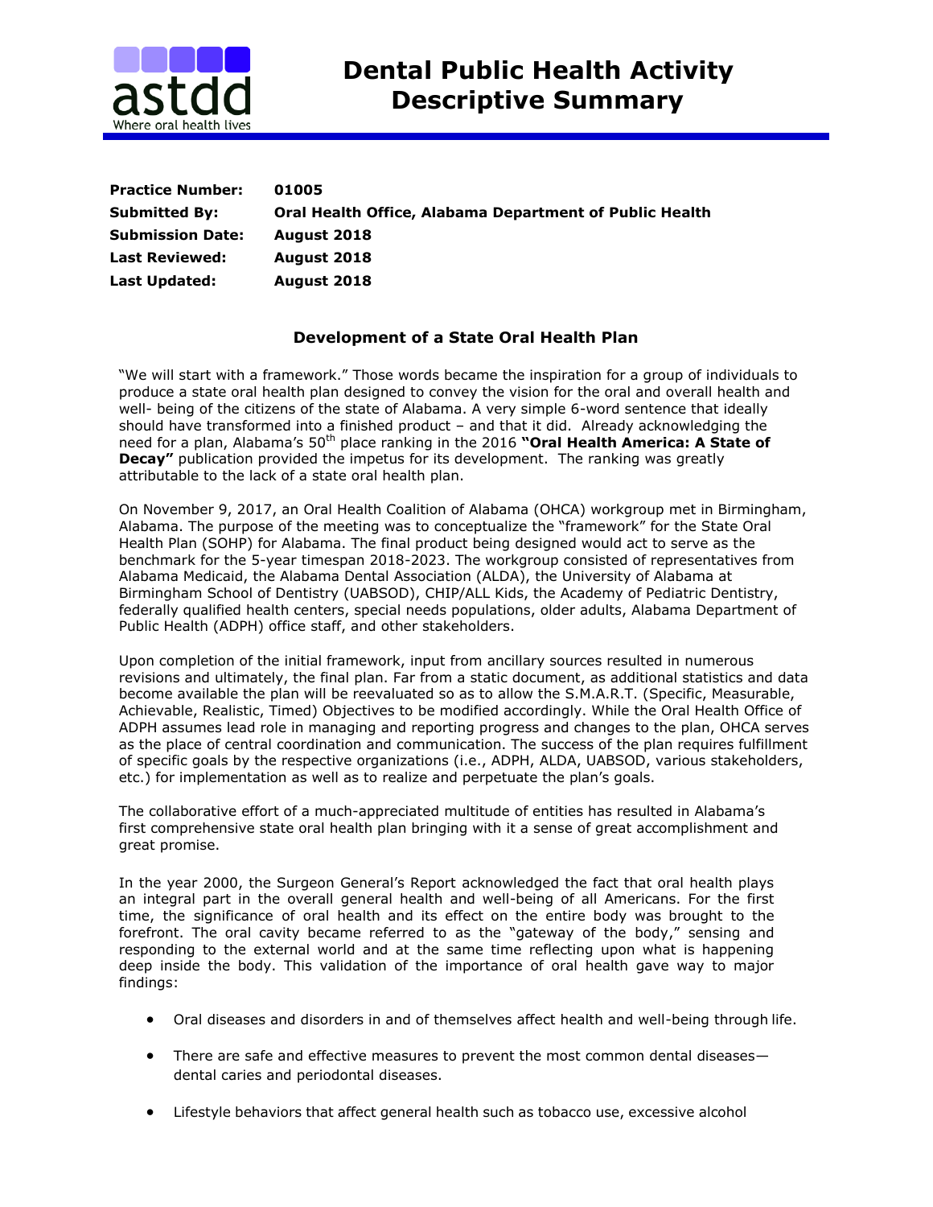# Dental Public Health Activity Descriptive Summary

**Practice Number:** **01005**
**Submitted By:** **Oral Health Office, Alabama Department of Public Health**
**Submission Date:** **August 2018**
**Last Reviewed:** **August 2018**
**Last Updated:** **August 2018**

## Development of a State Oral Health Plan

"We will start with a framework." Those words became the inspiration for a group of individuals to produce a state oral health plan designed to convey the vision for the oral and overall health and well- being of the citizens of the state of Alabama. A very simple 6-word sentence that ideally should have transformed into a finished product – and that it did. Already acknowledging the need for a plan, Alabama's 50th place ranking in the 2016 **"Oral Health America: A State of Decay"** publication provided the impetus for its development. The ranking was greatly attributable to the lack of a state oral health plan.

On November 9, 2017, an Oral Health Coalition of Alabama (OHCA) workgroup met in Birmingham, Alabama. The purpose of the meeting was to conceptualize the "framework" for the State Oral Health Plan (SOHP) for Alabama. The final product being designed would act to serve as the benchmark for the 5-year timespan 2018-2023. The workgroup consisted of representatives from Alabama Medicaid, the Alabama Dental Association (ALDA), the University of Alabama at Birmingham School of Dentistry (UABSOD), CHIP/ALL Kids, the Academy of Pediatric Dentistry, federally qualified health centers, special needs populations, older adults, Alabama Department of Public Health (ADPH) office staff, and other stakeholders.

Upon completion of the initial framework, input from ancillary sources resulted in numerous revisions and ultimately, the final plan. Far from a static document, as additional statistics and data become available the plan will be reevaluated so as to allow the S.M.A.R.T. (Specific, Measurable, Achievable, Realistic, Timed) Objectives to be modified accordingly. While the Oral Health Office of ADPH assumes lead role in managing and reporting progress and changes to the plan, OHCA serves as the place of central coordination and communication. The success of the plan requires fulfillment of specific goals by the respective organizations (i.e., ADPH, ALDA, UABSOD, various stakeholders, etc.) for implementation as well as to realize and perpetuate the plan's goals.

The collaborative effort of a much-appreciated multitude of entities has resulted in Alabama's first comprehensive state oral health plan bringing with it a sense of great accomplishment and great promise.

In the year 2000, the Surgeon General's Report acknowledged the fact that oral health plays an integral part in the overall general health and well-being of all Americans. For the first time, the significance of oral health and its effect on the entire body was brought to the forefront. The oral cavity became referred to as the "gateway of the body," sensing and responding to the external world and at the same time reflecting upon what is happening deep inside the body. This validation of the importance of oral health gave way to major findings:

- Oral diseases and disorders in and of themselves affect health and well-being through life.
- There are safe and effective measures to prevent the most common dental diseases—dental caries and periodontal diseases.
- Lifestyle behaviors that affect general health such as tobacco use, excessive alcohol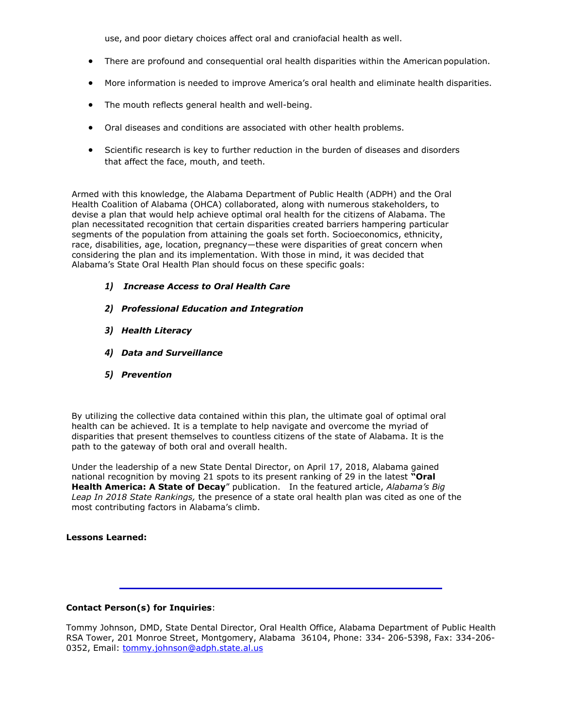use, and poor dietary choices affect oral and craniofacial health as well.

- There are profound and consequential oral health disparities within the American population.
- More information is needed to improve America's oral health and eliminate health disparities.
- The mouth reflects general health and well-being.
- Oral diseases and conditions are associated with other health problems.
- Scientific research is key to further reduction in the burden of diseases and disorders that affect the face, mouth, and teeth.

Armed with this knowledge, the Alabama Department of Public Health (ADPH) and the Oral Health Coalition of Alabama (OHCA) collaborated, along with numerous stakeholders, to devise a plan that would help achieve optimal oral health for the citizens of Alabama. The plan necessitated recognition that certain disparities created barriers hampering particular segments of the population from attaining the goals set forth. Socioeconomics, ethnicity, race, disabilities, age, location, pregnancy—these were disparities of great concern when considering the plan and its implementation. With those in mind, it was decided that Alabama's State Oral Health Plan should focus on these specific goals:

1) ***Increase Access to Oral Health Care***
2) ***Professional Education and Integration***
3) ***Health Literacy***
4) ***Data and Surveillance***
5) ***Prevention***

By utilizing the collective data contained within this plan, the ultimate goal of optimal oral health can be achieved. It is a template to help navigate and overcome the myriad of disparities that present themselves to countless citizens of the state of Alabama. It is the path to the gateway of both oral and overall health.

Under the leadership of a new State Dental Director, on April 17, 2018, Alabama gained national recognition by moving 21 spots to its present ranking of 29 in the latest **"Oral Health America: A State of Decay**" publication. In the featured article, *Alabama's Big Leap In 2018 State Rankings,* the presence of a state oral health plan was cited as one of the most contributing factors in Alabama's climb.

**Lessons Learned:**

---

**Contact Person(s) for Inquiries**:

Tommy Johnson, DMD, State Dental Director, Oral Health Office, Alabama Department of Public Health RSA Tower, 201 Monroe Street, Montgomery, Alabama 36104, Phone: 334- 206-5398, Fax: 334-206-0352, Email: tommy.johnson@adph.state.al.us